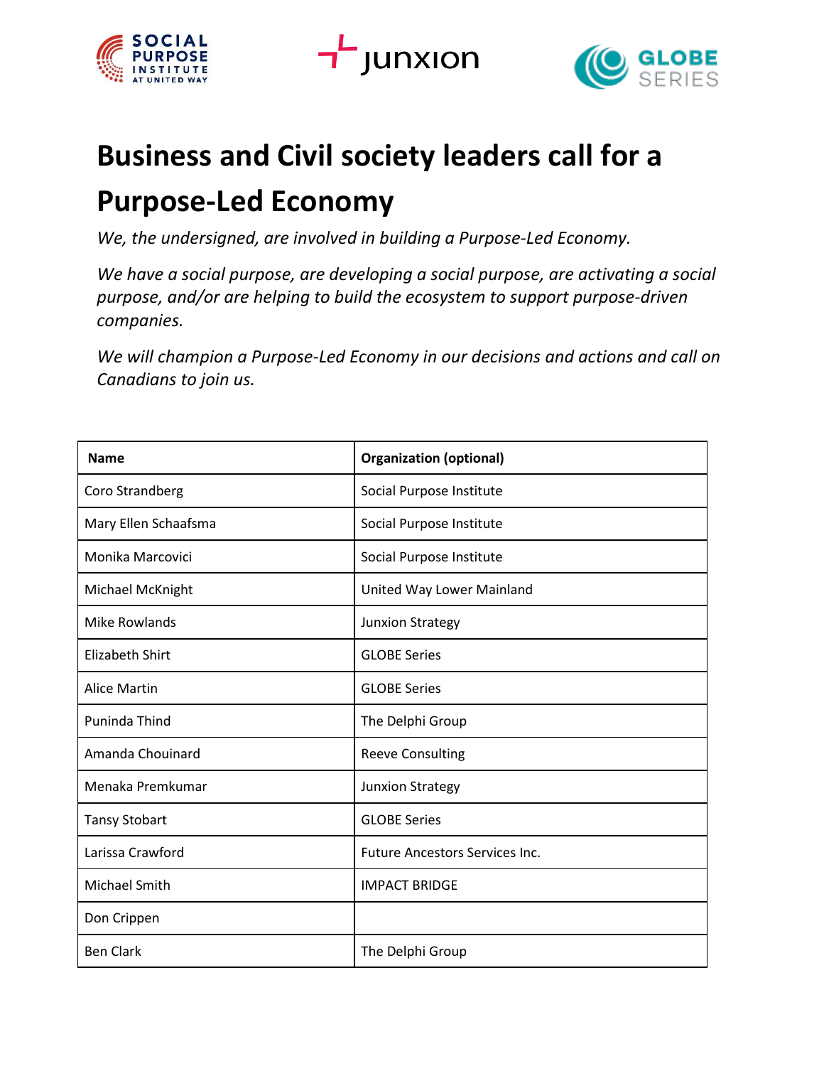# Business and Civil society leaders call for a Purpose-Led Economy

*We, the undersigned, are involved in building a Purpose-Led Economy.*

*We have a social purpose, are developing a social purpose, are activating a social purpose, and/or are helping to build the ecosystem to support purpose-driven companies.*

*We will champion a Purpose-Led Economy in our decisions and actions and call on Canadians to join us.*

| Name | Organization (optional) |
|---|---|
| Coro Strandberg | Social Purpose Institute |
| Mary Ellen Schaafsma | Social Purpose Institute |
| Monika Marcovici | Social Purpose Institute |
| Michael McKnight | United Way Lower Mainland |
| Mike Rowlands | Junxion Strategy |
| Elizabeth Shirt | GLOBE Series |
| Alice Martin | GLOBE Series |
| Puninda Thind | The Delphi Group |
| Amanda Chouinard | Reeve Consulting |
| Menaka Premkumar | Junxion Strategy |
| Tansy Stobart | GLOBE Series |
| Larissa Crawford | Future Ancestors Services Inc. |
| Michael Smith | IMPACT BRIDGE |
| Don Crippen | |
| Ben Clark | The Delphi Group |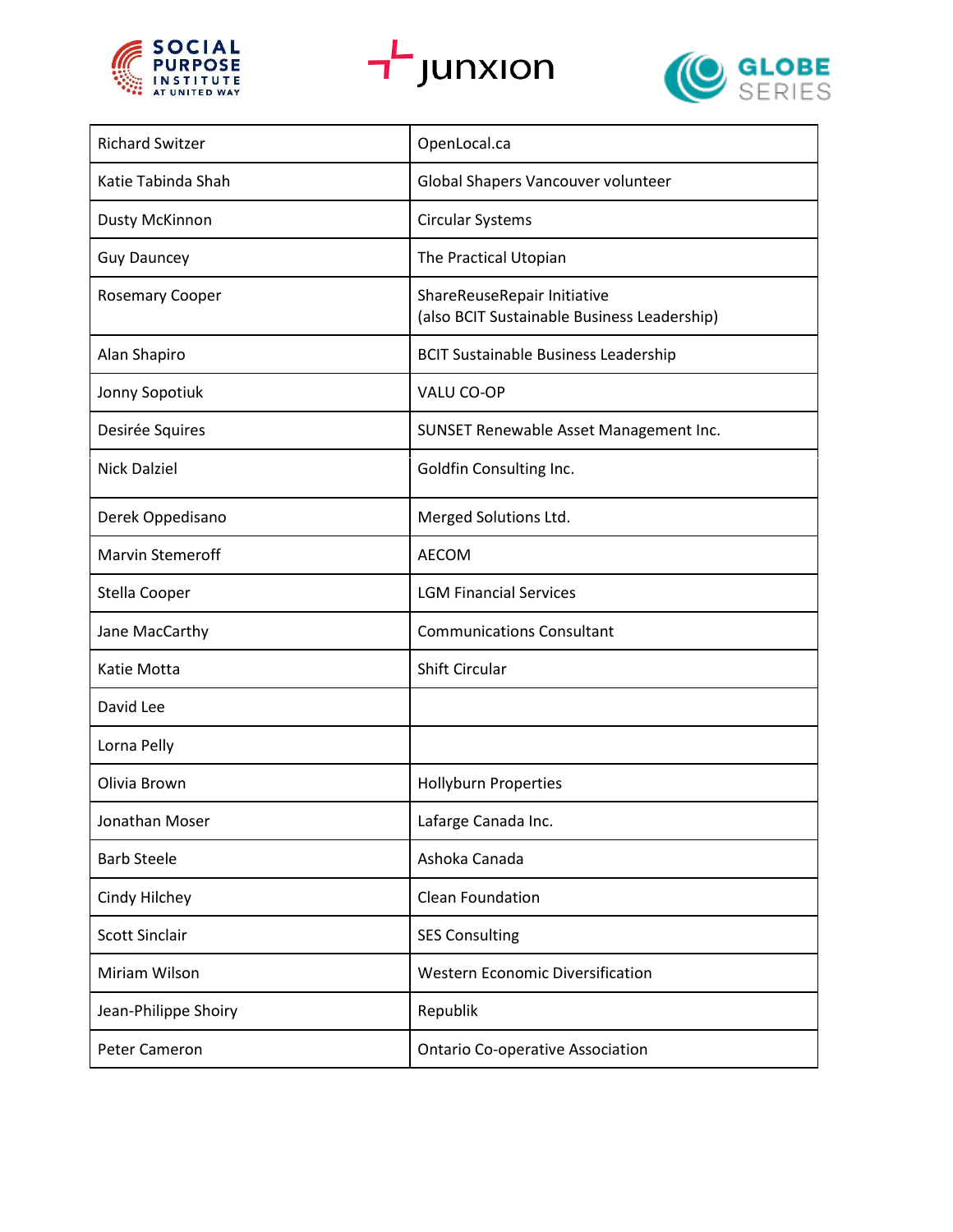| | |
|---|---|
| Richard Switzer | OpenLocal.ca |
| Katie Tabinda Shah | Global Shapers Vancouver volunteer |
| Dusty McKinnon | Circular Systems |
| Guy Dauncey | The Practical Utopian |
| Rosemary Cooper | ShareReuseRepair Initiative<br>(also BCIT Sustainable Business Leadership) |
| Alan Shapiro | BCIT Sustainable Business Leadership |
| Jonny Sopotiuk | VALU CO-OP |
| Desirée Squires | SUNSET Renewable Asset Management Inc. |
| Nick Dalziel | Goldfin Consulting Inc. |
| Derek Oppedisano | Merged Solutions Ltd. |
| Marvin Stemeroff | AECOM |
| Stella Cooper | LGM Financial Services |
| Jane MacCarthy | Communications Consultant |
| Katie Motta | Shift Circular |
| David Lee | |
| Lorna Pelly | |
| Olivia Brown | Hollyburn Properties |
| Jonathan Moser | Lafarge Canada Inc. |
| Barb Steele | Ashoka Canada |
| Cindy Hilchey | Clean Foundation |
| Scott Sinclair | SES Consulting |
| Miriam Wilson | Western Economic Diversification |
| Jean-Philippe Shoiry | Republik |
| Peter Cameron | Ontario Co-operative Association |